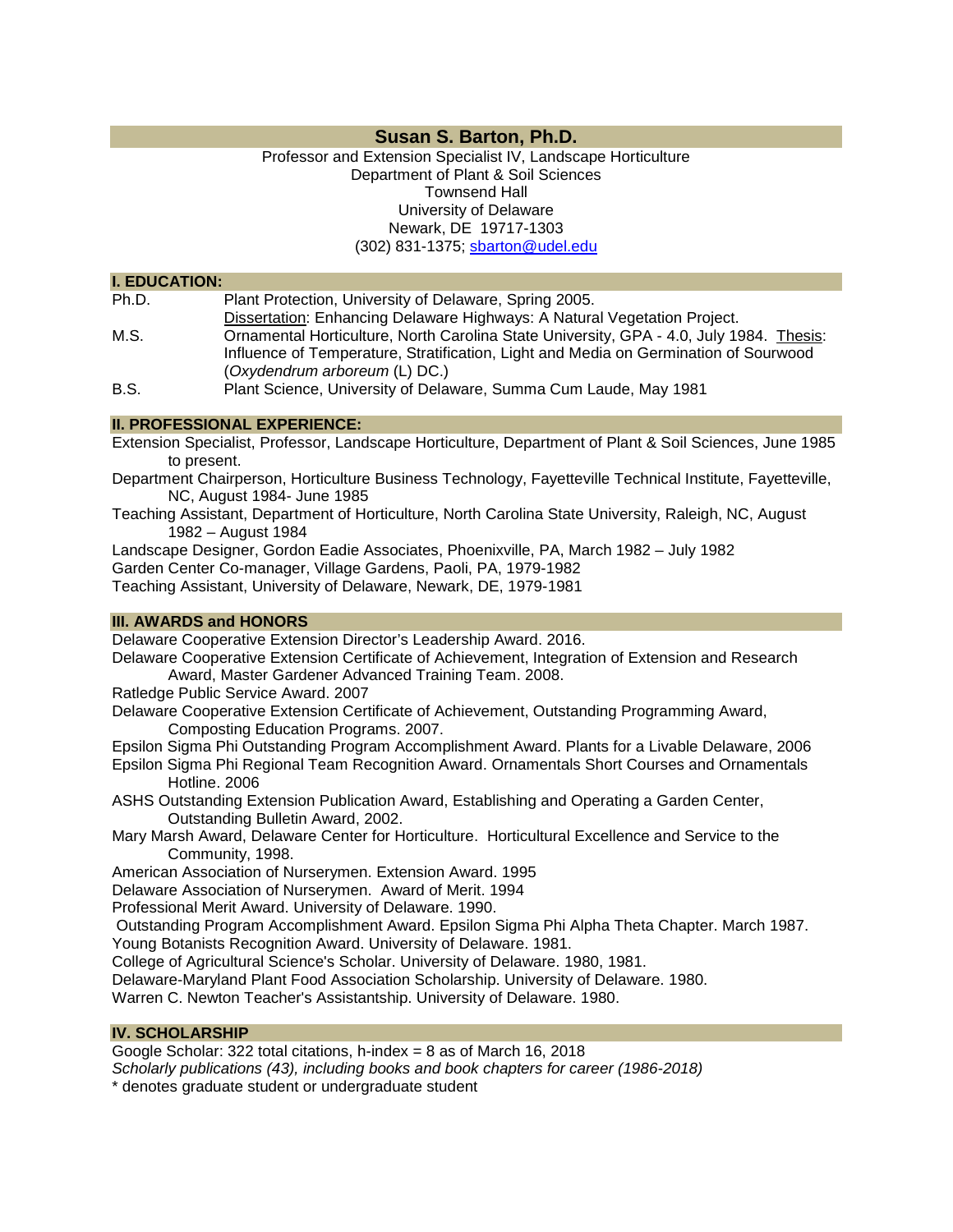# Susan S. Barton, Ph.D.

Professor and Extension Specialist IV, Landscape Horticulture
Department of Plant & Soil Sciences
Townsend Hall
University of Delaware
Newark, DE 19717-1303
(302) 831-1375; sbarton@udel.edu

## I. EDUCATION:

Ph.D. Plant Protection, University of Delaware, Spring 2005.
Dissertation: Enhancing Delaware Highways: A Natural Vegetation Project.

M.S. Ornamental Horticulture, North Carolina State University, GPA - 4.0, July 1984. Thesis: Influence of Temperature, Stratification, Light and Media on Germination of Sourwood (*Oxydendrum arboreum* (L) DC.)

B.S. Plant Science, University of Delaware, Summa Cum Laude, May 1981

## II. PROFESSIONAL EXPERIENCE:

Extension Specialist, Professor, Landscape Horticulture, Department of Plant & Soil Sciences, June 1985 to present.

Department Chairperson, Horticulture Business Technology, Fayetteville Technical Institute, Fayetteville, NC, August 1984- June 1985

Teaching Assistant, Department of Horticulture, North Carolina State University, Raleigh, NC, August 1982 – August 1984

Landscape Designer, Gordon Eadie Associates, Phoenixville, PA, March 1982 – July 1982

Garden Center Co-manager, Village Gardens, Paoli, PA, 1979-1982

Teaching Assistant, University of Delaware, Newark, DE, 1979-1981

## III. AWARDS and HONORS

Delaware Cooperative Extension Director's Leadership Award. 2016.

Delaware Cooperative Extension Certificate of Achievement, Integration of Extension and Research Award, Master Gardener Advanced Training Team. 2008.

Ratledge Public Service Award. 2007

Delaware Cooperative Extension Certificate of Achievement, Outstanding Programming Award, Composting Education Programs. 2007.

Epsilon Sigma Phi Outstanding Program Accomplishment Award. Plants for a Livable Delaware, 2006

Epsilon Sigma Phi Regional Team Recognition Award. Ornamentals Short Courses and Ornamentals Hotline. 2006

ASHS Outstanding Extension Publication Award, Establishing and Operating a Garden Center, Outstanding Bulletin Award, 2002.

Mary Marsh Award, Delaware Center for Horticulture. Horticultural Excellence and Service to the Community, 1998.

American Association of Nurserymen. Extension Award. 1995

Delaware Association of Nurserymen. Award of Merit. 1994

Professional Merit Award. University of Delaware. 1990.

Outstanding Program Accomplishment Award. Epsilon Sigma Phi Alpha Theta Chapter. March 1987.

Young Botanists Recognition Award. University of Delaware. 1981.

College of Agricultural Science's Scholar. University of Delaware. 1980, 1981.

Delaware-Maryland Plant Food Association Scholarship. University of Delaware. 1980.

Warren C. Newton Teacher's Assistantship. University of Delaware. 1980.

## IV. SCHOLARSHIP

Google Scholar: 322 total citations, h-index = 8 as of March 16, 2018

*Scholarly publications (43), including books and book chapters for career (1986-2018)*

* denotes graduate student or undergraduate student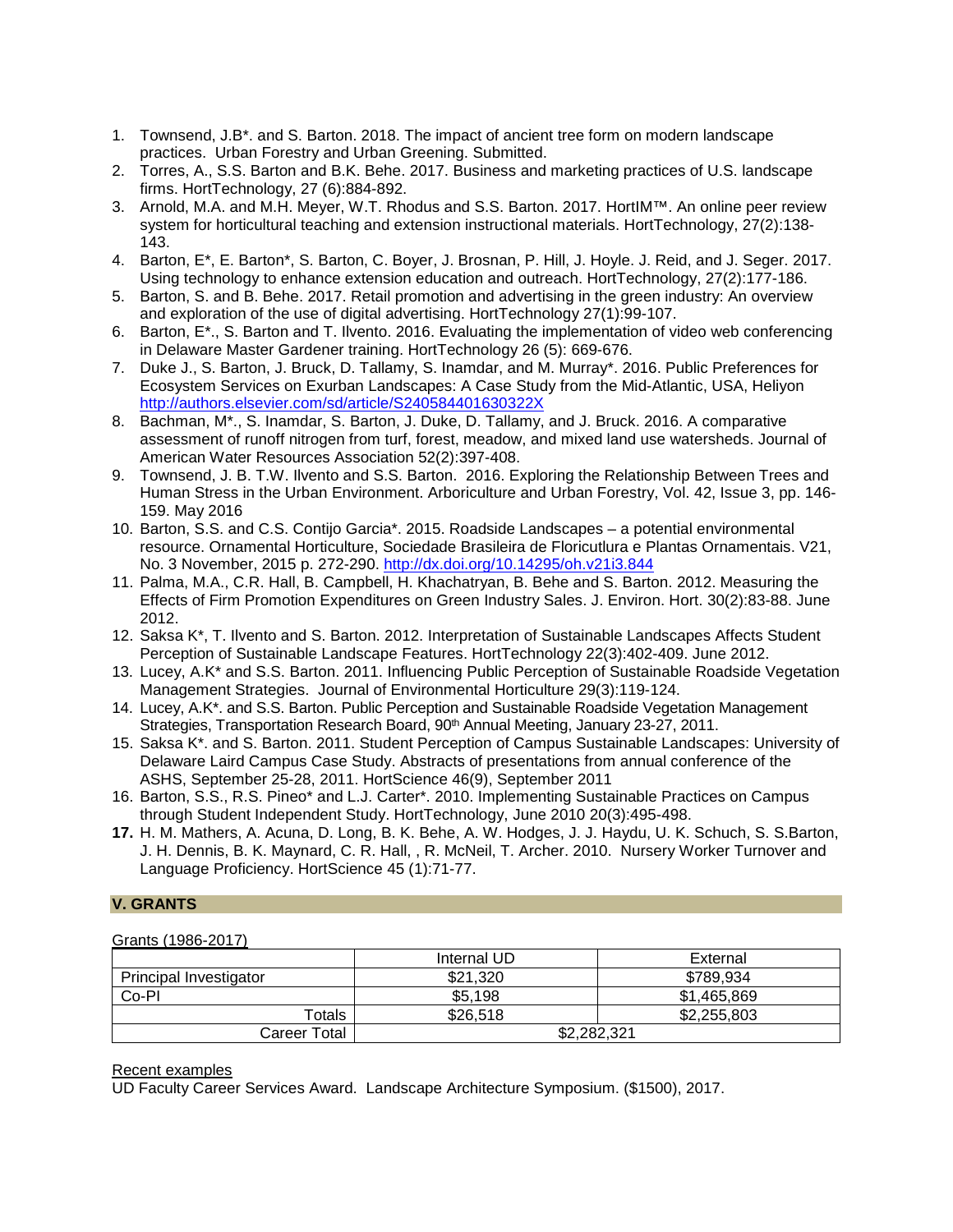1. Townsend, J.B*. and S. Barton. 2018. The impact of ancient tree form on modern landscape practices. Urban Forestry and Urban Greening. Submitted.
2. Torres, A., S.S. Barton and B.K. Behe. 2017. Business and marketing practices of U.S. landscape firms. HortTechnology, 27 (6):884-892.
3. Arnold, M.A. and M.H. Meyer, W.T. Rhodus and S.S. Barton. 2017. HortIM™. An online peer review system for horticultural teaching and extension instructional materials. HortTechnology, 27(2):138-143.
4. Barton, E*, E. Barton*, S. Barton, C. Boyer, J. Brosnan, P. Hill, J. Hoyle. J. Reid, and J. Seger. 2017. Using technology to enhance extension education and outreach. HortTechnology, 27(2):177-186.
5. Barton, S. and B. Behe. 2017. Retail promotion and advertising in the green industry: An overview and exploration of the use of digital advertising. HortTechnology 27(1):99-107.
6. Barton, E*., S. Barton and T. Ilvento. 2016. Evaluating the implementation of video web conferencing in Delaware Master Gardener training. HortTechnology 26 (5): 669-676.
7. Duke J., S. Barton, J. Bruck, D. Tallamy, S. Inamdar, and M. Murray*. 2016. Public Preferences for Ecosystem Services on Exurban Landscapes: A Case Study from the Mid-Atlantic, USA, Heliyon http://authors.elsevier.com/sd/article/S240584401630322X
8. Bachman, M*., S. Inamdar, S. Barton, J. Duke, D. Tallamy, and J. Bruck. 2016. A comparative assessment of runoff nitrogen from turf, forest, meadow, and mixed land use watersheds. Journal of American Water Resources Association 52(2):397-408.
9. Townsend, J. B. T.W. Ilvento and S.S. Barton. 2016. Exploring the Relationship Between Trees and Human Stress in the Urban Environment. Arboriculture and Urban Forestry, Vol. 42, Issue 3, pp. 146-159. May 2016
10. Barton, S.S. and C.S. Contijo Garcia*. 2015. Roadside Landscapes – a potential environmental resource. Ornamental Horticulture, Sociedade Brasileira de Floricutlura e Plantas Ornamentais. V21, No. 3 November, 2015 p. 272-290. http://dx.doi.org/10.14295/oh.v21i3.844
11. Palma, M.A., C.R. Hall, B. Campbell, H. Khachatryan, B. Behe and S. Barton. 2012. Measuring the Effects of Firm Promotion Expenditures on Green Industry Sales. J. Environ. Hort. 30(2):83-88. June 2012.
12. Saksa K*, T. Ilvento and S. Barton. 2012. Interpretation of Sustainable Landscapes Affects Student Perception of Sustainable Landscape Features. HortTechnology 22(3):402-409. June 2012.
13. Lucey, A.K* and S.S. Barton. 2011. Influencing Public Perception of Sustainable Roadside Vegetation Management Strategies. Journal of Environmental Horticulture 29(3):119-124.
14. Lucey, A.K*. and S.S. Barton. Public Perception and Sustainable Roadside Vegetation Management Strategies, Transportation Research Board, 90th Annual Meeting, January 23-27, 2011.
15. Saksa K*. and S. Barton. 2011. Student Perception of Campus Sustainable Landscapes: University of Delaware Laird Campus Case Study. Abstracts of presentations from annual conference of the ASHS, September 25-28, 2011. HortScience 46(9), September 2011
16. Barton, S.S., R.S. Pineo* and L.J. Carter*. 2010. Implementing Sustainable Practices on Campus through Student Independent Study. HortTechnology, June 2010 20(3):495-498.
17. H. M. Mathers, A. Acuna, D. Long, B. K. Behe, A. W. Hodges, J. J. Haydu, U. K. Schuch, S. S.Barton, J. H. Dennis, B. K. Maynard, C. R. Hall, , R. McNeil, T. Archer. 2010. Nursery Worker Turnover and Language Proficiency. HortScience 45 (1):71-77.

## V. GRANTS

Grants (1986-2017)

| | Internal UD | External |
|---|---|---|
| Principal Investigator | $21,320 | $789,934 |
| Co-PI | $5,198 | $1,465,869 |
| Totals | $26,518 | $2,255,803 |
| Career Total | $2,282,321 | |

Recent examples

UD Faculty Career Services Award. Landscape Architecture Symposium. ($1500), 2017.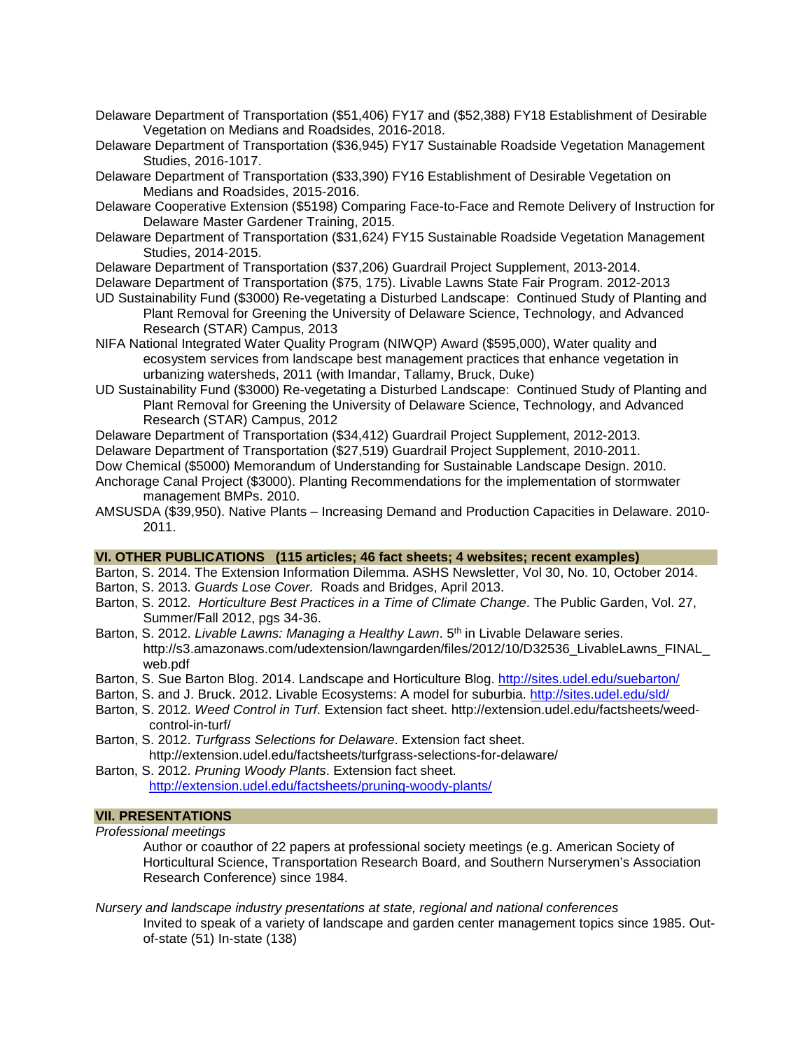Delaware Department of Transportation ($51,406) FY17 and ($52,388) FY18 Establishment of Desirable Vegetation on Medians and Roadsides, 2016-2018.

Delaware Department of Transportation ($36,945) FY17 Sustainable Roadside Vegetation Management Studies, 2016-1017.

Delaware Department of Transportation ($33,390) FY16 Establishment of Desirable Vegetation on Medians and Roadsides, 2015-2016.

Delaware Cooperative Extension ($5198) Comparing Face-to-Face and Remote Delivery of Instruction for Delaware Master Gardener Training, 2015.

Delaware Department of Transportation ($31,624) FY15 Sustainable Roadside Vegetation Management Studies, 2014-2015.

Delaware Department of Transportation ($37,206) Guardrail Project Supplement, 2013-2014.

Delaware Department of Transportation ($75, 175). Livable Lawns State Fair Program. 2012-2013

UD Sustainability Fund ($3000) Re-vegetating a Disturbed Landscape: Continued Study of Planting and Plant Removal for Greening the University of Delaware Science, Technology, and Advanced Research (STAR) Campus, 2013

NIFA National Integrated Water Quality Program (NIWQP) Award ($595,000), Water quality and ecosystem services from landscape best management practices that enhance vegetation in urbanizing watersheds, 2011 (with Imandar, Tallamy, Bruck, Duke)

UD Sustainability Fund ($3000) Re-vegetating a Disturbed Landscape: Continued Study of Planting and Plant Removal for Greening the University of Delaware Science, Technology, and Advanced Research (STAR) Campus, 2012

Delaware Department of Transportation ($34,412) Guardrail Project Supplement, 2012-2013.

Delaware Department of Transportation ($27,519) Guardrail Project Supplement, 2010-2011.

Dow Chemical ($5000) Memorandum of Understanding for Sustainable Landscape Design. 2010.

Anchorage Canal Project ($3000). Planting Recommendations for the implementation of stormwater management BMPs. 2010.

AMSUSDA ($39,950). Native Plants – Increasing Demand and Production Capacities in Delaware. 2010-2011.

## VI. OTHER PUBLICATIONS (115 articles; 46 fact sheets; 4 websites; recent examples)

Barton, S. 2014. The Extension Information Dilemma. ASHS Newsletter, Vol 30, No. 10, October 2014.

Barton, S. 2013. *Guards Lose Cover.* Roads and Bridges, April 2013.

Barton, S. 2012. *Horticulture Best Practices in a Time of Climate Change*. The Public Garden, Vol. 27, Summer/Fall 2012, pgs 34-36.

Barton, S. 2012. *Livable Lawns: Managing a Healthy Lawn*. 5th in Livable Delaware series. http://s3.amazonaws.com/udextension/lawngarden/files/2012/10/D32536_LivableLawns_FINAL_web.pdf

Barton, S. Sue Barton Blog. 2014. Landscape and Horticulture Blog. http://sites.udel.edu/suebarton/

Barton, S. and J. Bruck. 2012. Livable Ecosystems: A model for suburbia. http://sites.udel.edu/sld/

Barton, S. 2012. *Weed Control in Turf*. Extension fact sheet. http://extension.udel.edu/factsheets/weed-control-in-turf/

Barton, S. 2012. *Turfgrass Selections for Delaware*. Extension fact sheet. http://extension.udel.edu/factsheets/turfgrass-selections-for-delaware/

Barton, S. 2012. *Pruning Woody Plants*. Extension fact sheet. http://extension.udel.edu/factsheets/pruning-woody-plants/

## VII. PRESENTATIONS

*Professional meetings*

Author or coauthor of 22 papers at professional society meetings (e.g. American Society of Horticultural Science, Transportation Research Board, and Southern Nurserymen's Association Research Conference) since 1984.

*Nursery and landscape industry presentations at state, regional and national conferences*

Invited to speak of a variety of landscape and garden center management topics since 1985. Out-of-state (51) In-state (138)